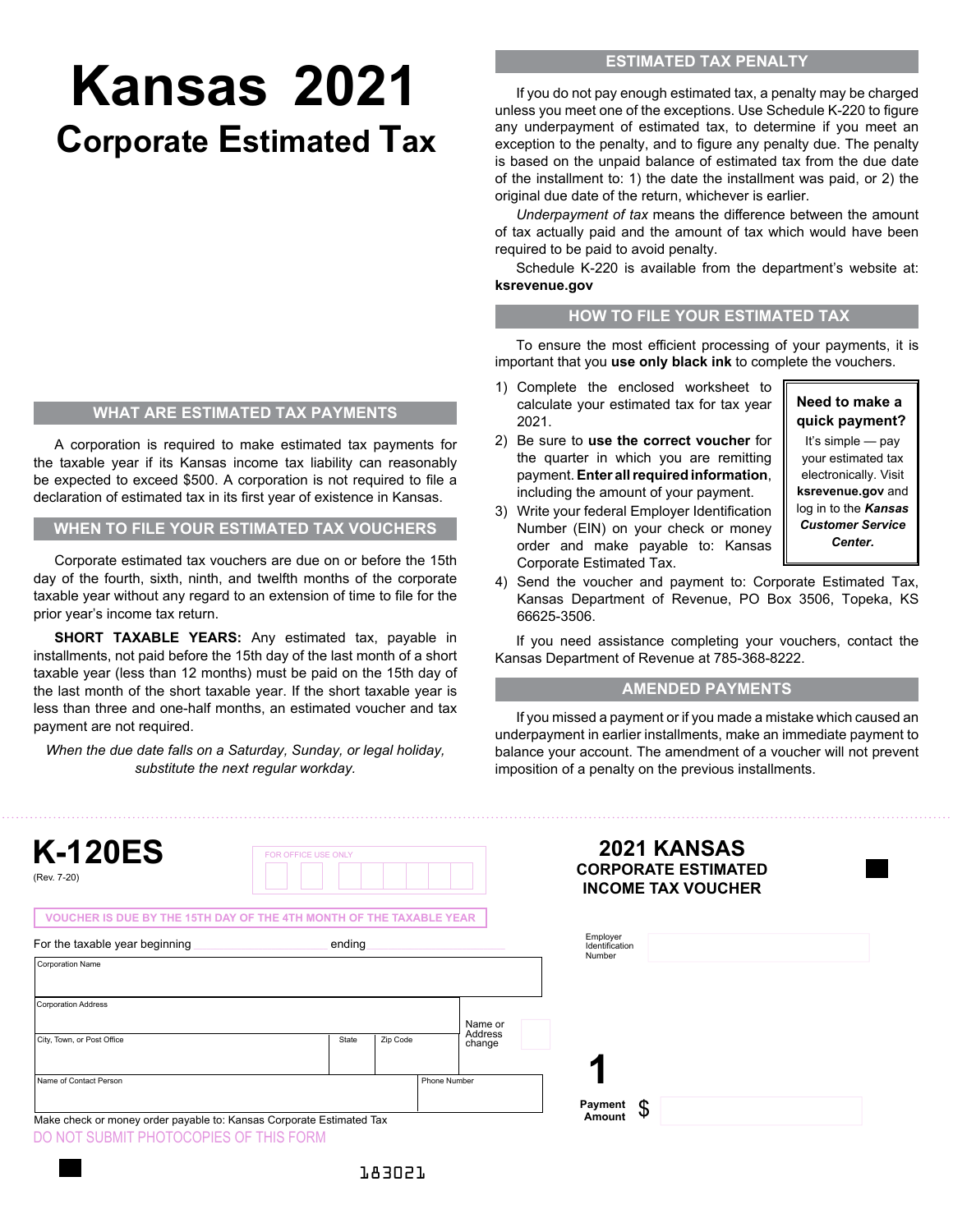# Kansas 2021

## Corporate Estimated Tax

### WHAT ARE ESTIMATED TAX PAYMENTS

A corporation is required to make estimated tax payments for the taxable year if its Kansas income tax liability can reasonably be expected to exceed $500. A corporation is not required to file a declaration of estimated tax in its first year of existence in Kansas.

### WHEN TO FILE YOUR ESTIMATED TAX VOUCHERS

Corporate estimated tax vouchers are due on or before the 15th day of the fourth, sixth, ninth, and twelfth months of the corporate taxable year without any regard to an extension of time to file for the prior year's income tax return.

**SHORT TAXABLE YEARS:** Any estimated tax, payable in installments, not paid before the 15th day of the last month of a short taxable year (less than 12 months) must be paid on the 15th day of the last month of the short taxable year. If the short taxable year is less than three and one-half months, an estimated voucher and tax payment are not required.

*When the due date falls on a Saturday, Sunday, or legal holiday, substitute the next regular workday.*

### ESTIMATED TAX PENALTY

If you do not pay enough estimated tax, a penalty may be charged unless you meet one of the exceptions. Use Schedule K-220 to figure any underpayment of estimated tax, to determine if you meet an exception to the penalty, and to figure any penalty due. The penalty is based on the unpaid balance of estimated tax from the due date of the installment to: 1) the date the installment was paid, or 2) the original due date of the return, whichever is earlier.

*Underpayment of tax* means the difference between the amount of tax actually paid and the amount of tax which would have been required to be paid to avoid penalty.

Schedule K-220 is available from the department's website at: **ksrevenue.gov**

### HOW TO FILE YOUR ESTIMATED TAX

To ensure the most efficient processing of your payments, it is important that you **use only black ink** to complete the vouchers.

1) Complete the enclosed worksheet to calculate your estimated tax for tax year 2021.
2) Be sure to **use the correct voucher** for the quarter in which you are remitting payment. **Enter all required information**, including the amount of your payment.
3) Write your federal Employer Identification Number (EIN) on your check or money order and make payable to: Kansas Corporate Estimated Tax.
4) Send the voucher and payment to: Corporate Estimated Tax, Kansas Department of Revenue, PO Box 3506, Topeka, KS 66625-3506.

**Need to make a quick payment?**

It's simple — pay your estimated tax electronically. Visit **ksrevenue.gov** and log in to the ***Kansas Customer Service Center.***

If you need assistance completing your vouchers, contact the Kansas Department of Revenue at 785-368-8222.

### AMENDED PAYMENTS

If you missed a payment or if you made a mistake which caused an underpayment in earlier installments, make an immediate payment to balance your account. The amendment of a voucher will not prevent imposition of a penalty on the previous installments.

---

# K-120ES

(Rev. 7-20)

FOR OFFICE USE ONLY

## 2021 KANSAS CORPORATE ESTIMATED INCOME TAX VOUCHER

VOUCHER IS DUE BY THE 15TH DAY OF THE 4TH MONTH OF THE TAXABLE YEAR

For the taxable year beginning ______________ ending ______________

Employer Identification Number ______________

| Corporation Name | | | |
|---|---|---|---|
| Corporation Address | | | Name or Address change ☐ |
| City, Town, or Post Office | State | Zip Code | |
| Name of Contact Person | | Phone Number | |

**1** Payment Amount $ ______________

Make check or money order payable to: Kansas Corporate Estimated Tax

DO NOT SUBMIT PHOTOCOPIES OF THIS FORM

183021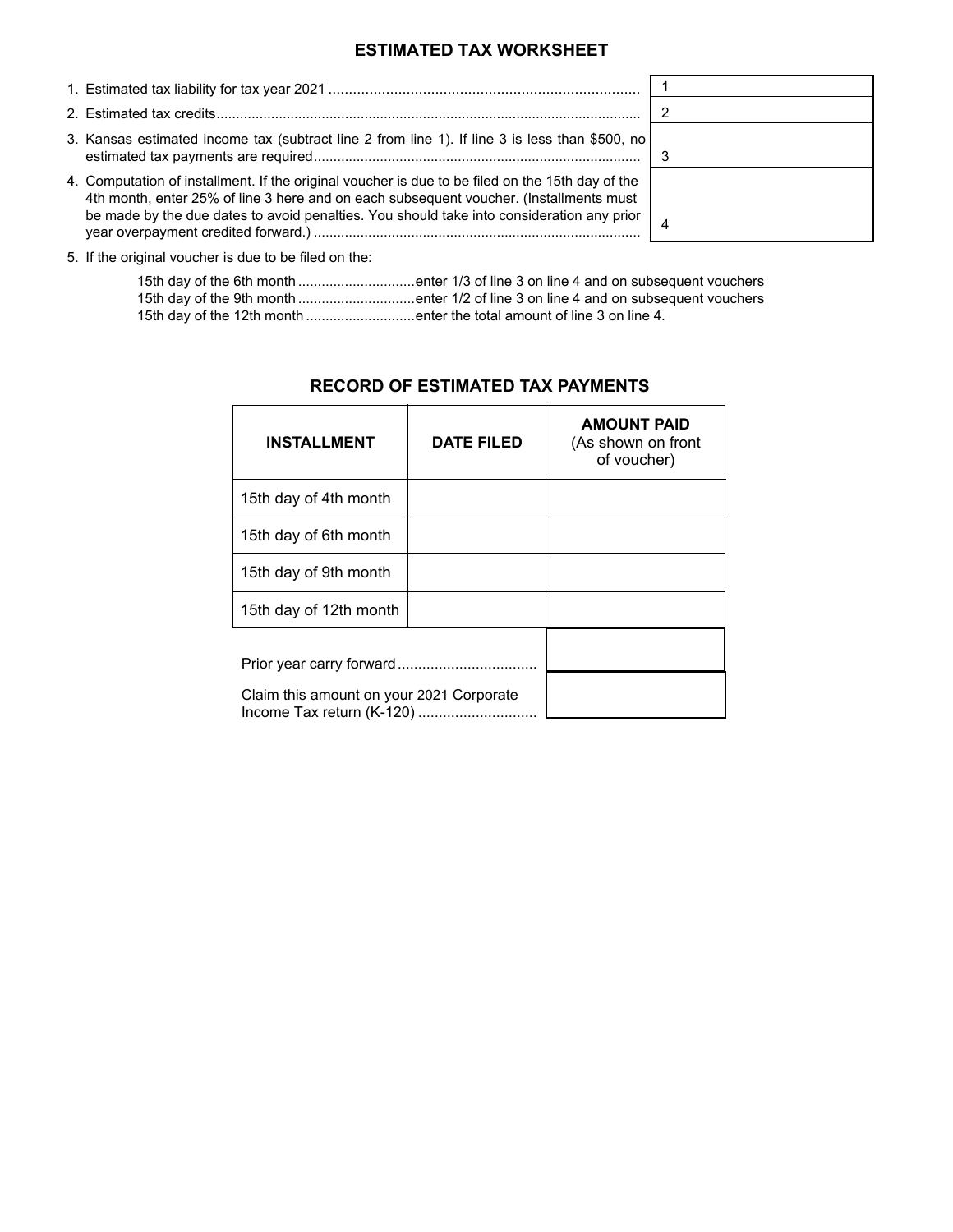## ESTIMATED TAX WORKSHEET

| | | |
|---|---|---|
| 1. Estimated tax liability for tax year 2021 | 1 | |
| 2. Estimated tax credits | 2 | |
| 3. Kansas estimated income tax (subtract line 2 from line 1). If line 3 is less than $500, no estimated tax payments are required | 3 | |
| 4. Computation of installment. If the original voucher is due to be filed on the 15th day of the 4th month, enter 25% of line 3 here and on each subsequent voucher. (Installments must be made by the due dates to avoid penalties. You should take into consideration any prior year overpayment credited forward.) | 4 | |

5. If the original voucher is due to be filed on the:

   - 15th day of the 6th month ............................. enter 1/3 of line 3 on line 4 and on subsequent vouchers
   - 15th day of the 9th month ............................. enter 1/2 of line 3 on line 4 and on subsequent vouchers
   - 15th day of the 12th month ........................... enter the total amount of line 3 on line 4.

## RECORD OF ESTIMATED TAX PAYMENTS

| INSTALLMENT | DATE FILED | AMOUNT PAID (As shown on front of voucher) |
|---|---|---|
| 15th day of 4th month | | |
| 15th day of 6th month | | |
| 15th day of 9th month | | |
| 15th day of 12th month | | |
| Prior year carry forward | | |
| Claim this amount on your 2021 Corporate Income Tax return (K-120) | | |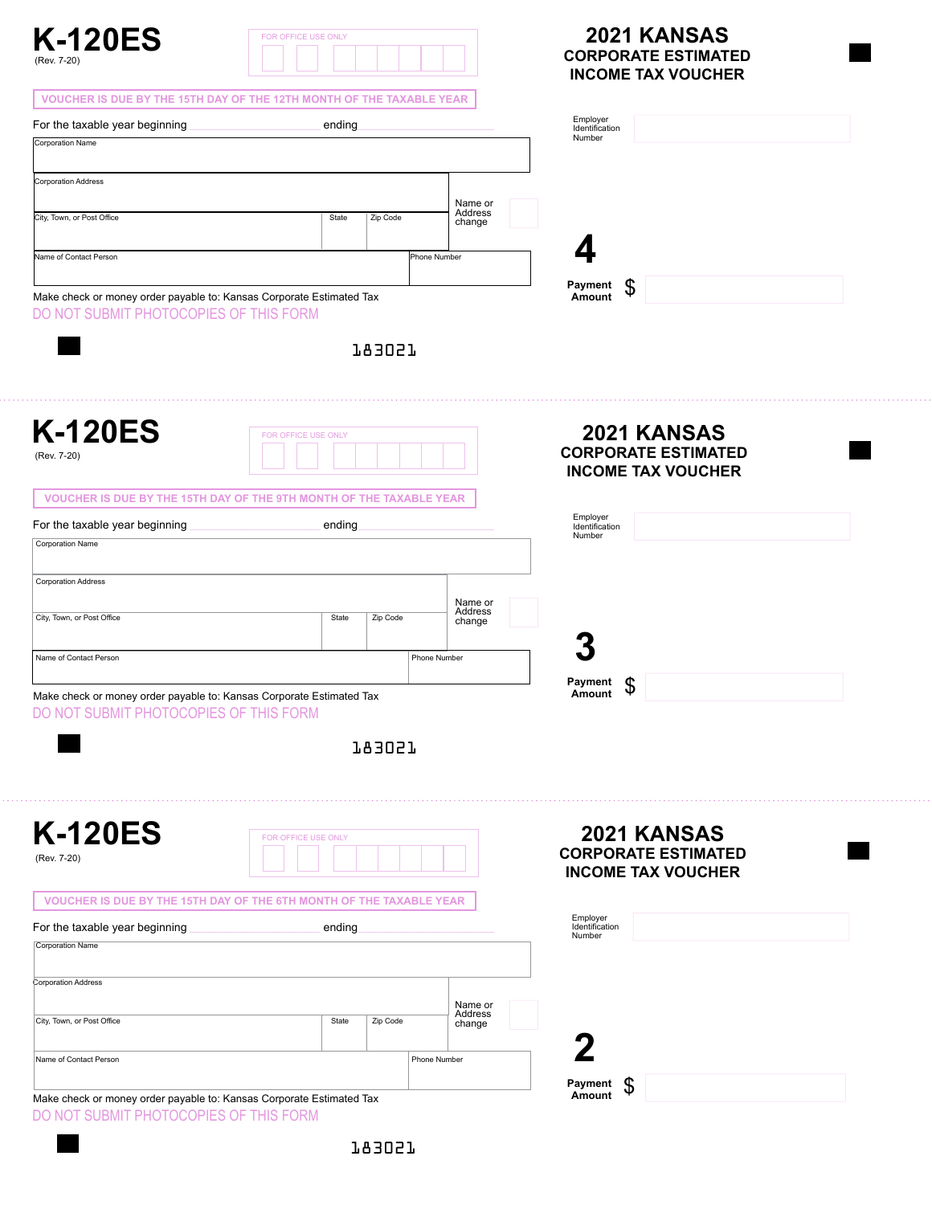# K-120ES

(Rev. 7-20)

FOR OFFICE USE ONLY

## 2021 KANSAS CORPORATE ESTIMATED INCOME TAX VOUCHER

VOUCHER IS DUE BY THE 15TH DAY OF THE 12TH MONTH OF THE TAXABLE YEAR

For the taxable year beginning ______________ ending ______________

Employer Identification Number

Corporation Name

Corporation Address

City, Town, or Post Office | State | Zip Code

Name or Address change

Name of Contact Person | Phone Number

**4**

Payment Amount $

Make check or money order payable to: Kansas Corporate Estimated Tax

DO NOT SUBMIT PHOTOCOPIES OF THIS FORM

183021

---

# K-120ES

(Rev. 7-20)

FOR OFFICE USE ONLY

## 2021 KANSAS CORPORATE ESTIMATED INCOME TAX VOUCHER

VOUCHER IS DUE BY THE 15TH DAY OF THE 9TH MONTH OF THE TAXABLE YEAR

For the taxable year beginning ______________ ending ______________

Employer Identification Number

Corporation Name

Corporation Address

City, Town, or Post Office | State | Zip Code

Name or Address change

Name of Contact Person | Phone Number

**3**

Payment Amount $

Make check or money order payable to: Kansas Corporate Estimated Tax

DO NOT SUBMIT PHOTOCOPIES OF THIS FORM

183021

---

# K-120ES

(Rev. 7-20)

FOR OFFICE USE ONLY

## 2021 KANSAS CORPORATE ESTIMATED INCOME TAX VOUCHER

VOUCHER IS DUE BY THE 15TH DAY OF THE 6TH MONTH OF THE TAXABLE YEAR

For the taxable year beginning ______________ ending ______________

Employer Identification Number

Corporation Name

Corporation Address

City, Town, or Post Office | State | Zip Code

Name or Address change

Name of Contact Person | Phone Number

**2**

Payment Amount $

Make check or money order payable to: Kansas Corporate Estimated Tax

DO NOT SUBMIT PHOTOCOPIES OF THIS FORM

183021